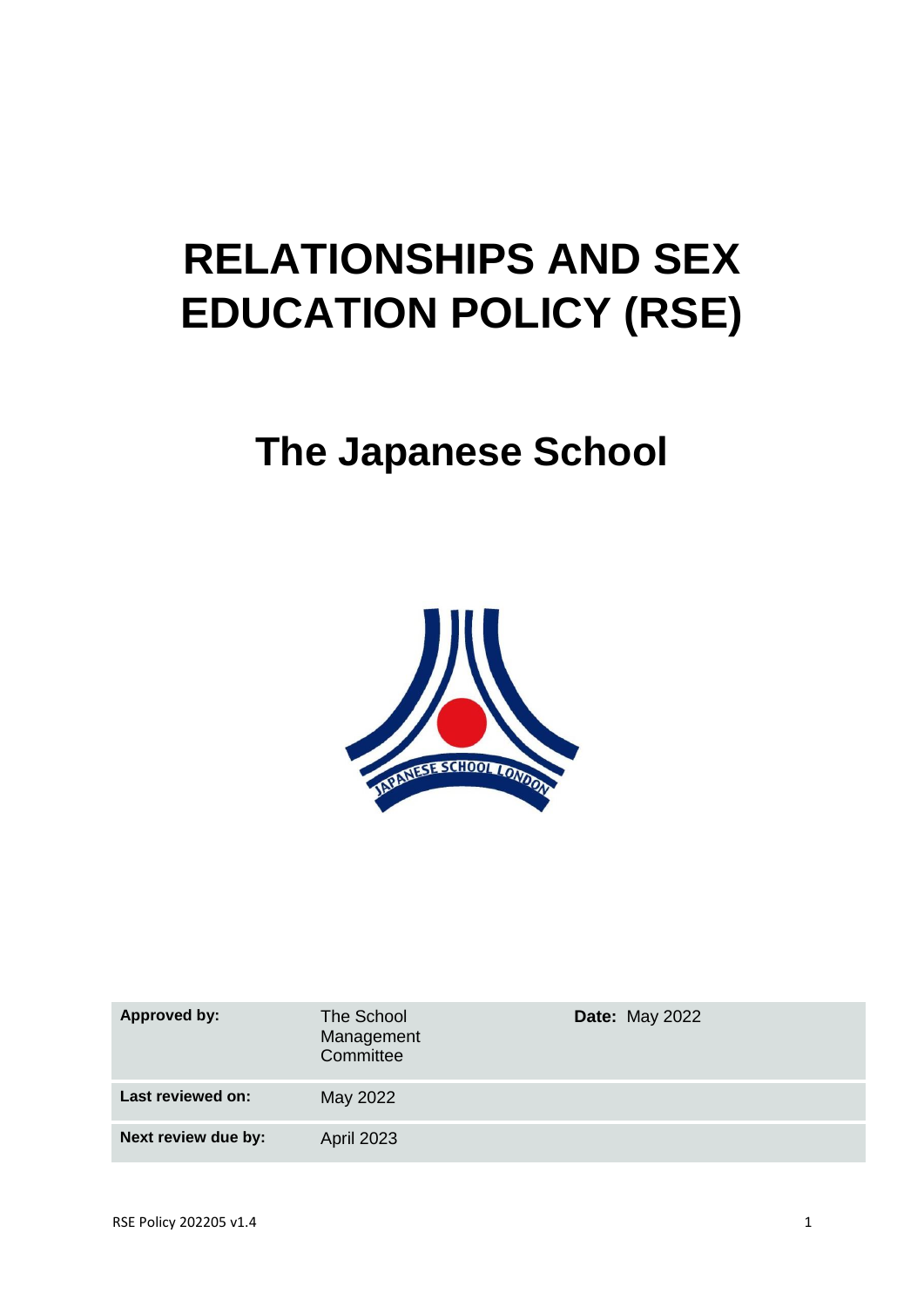# RELATIONSHIPS AND SEX EDUCATION POLICY (RSE)

## The Japanese School

| **Approved by:** | The School Management Committee | **Date:** May 2022 |
|---|---|---|
| **Last reviewed on:** | May 2022 | |
| **Next review due by:** | April 2023 | |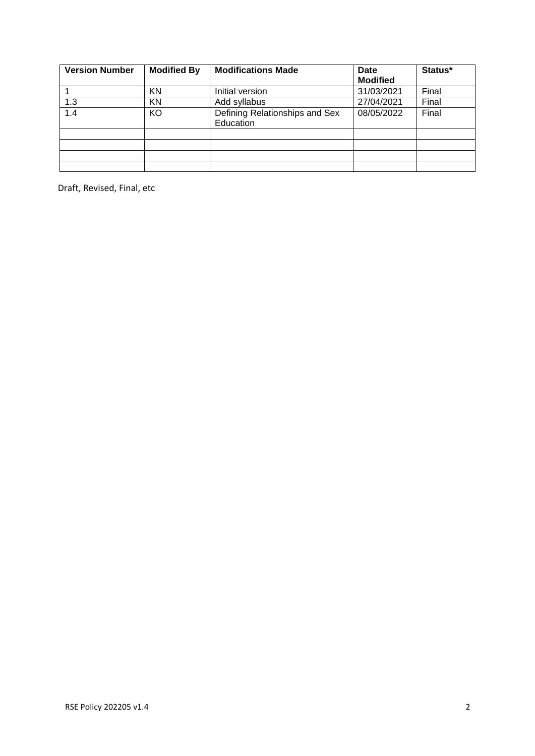| Version Number | Modified By | Modifications Made | Date Modified | Status* |
|---|---|---|---|---|
| 1 | KN | Initial version | 31/03/2021 | Final |
| 1.3 | KN | Add syllabus | 27/04/2021 | Final |
| 1.4 | KO | Defining Relationships and Sex Education | 08/05/2022 | Final |
| | | | | |
| | | | | |
| | | | | |
| | | | | |

Draft, Revised, Final, etc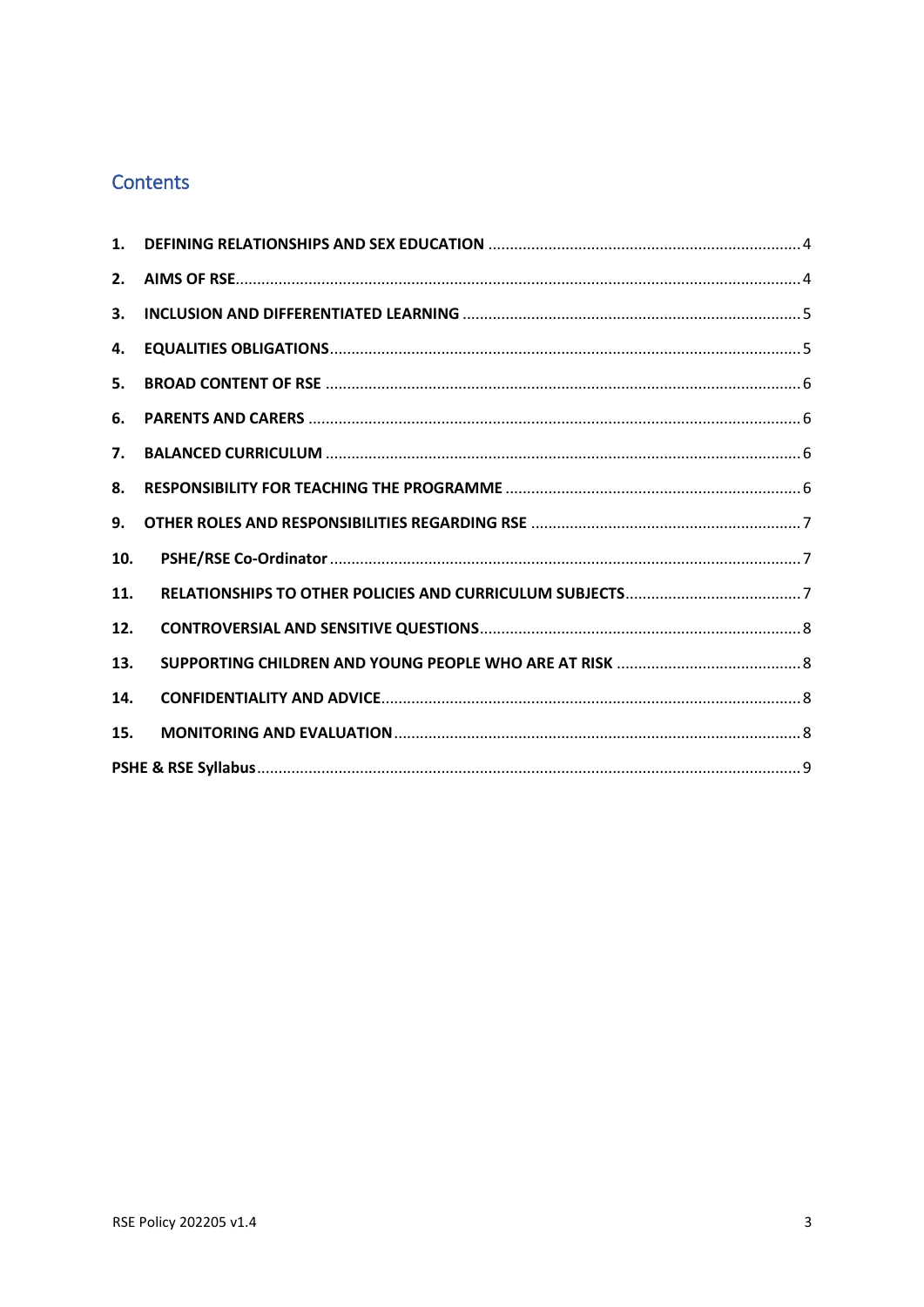## Contents

| | | |
|---|---|---|
| 1. | DEFINING RELATIONSHIPS AND SEX EDUCATION | 4 |
| 2. | AIMS OF RSE | 4 |
| 3. | INCLUSION AND DIFFERENTIATED LEARNING | 5 |
| 4. | EQUALITIES OBLIGATIONS | 5 |
| 5. | BROAD CONTENT OF RSE | 6 |
| 6. | PARENTS AND CARERS | 6 |
| 7. | BALANCED CURRICULUM | 6 |
| 8. | RESPONSIBILITY FOR TEACHING THE PROGRAMME | 6 |
| 9. | OTHER ROLES AND RESPONSIBILITIES REGARDING RSE | 7 |
| 10. | PSHE/RSE Co-Ordinator | 7 |
| 11. | RELATIONSHIPS TO OTHER POLICIES AND CURRICULUM SUBJECTS | 7 |
| 12. | CONTROVERSIAL AND SENSITIVE QUESTIONS | 8 |
| 13. | SUPPORTING CHILDREN AND YOUNG PEOPLE WHO ARE AT RISK | 8 |
| 14. | CONFIDENTIALITY AND ADVICE | 8 |
| 15. | MONITORING AND EVALUATION | 8 |
| | PSHE & RSE Syllabus | 9 |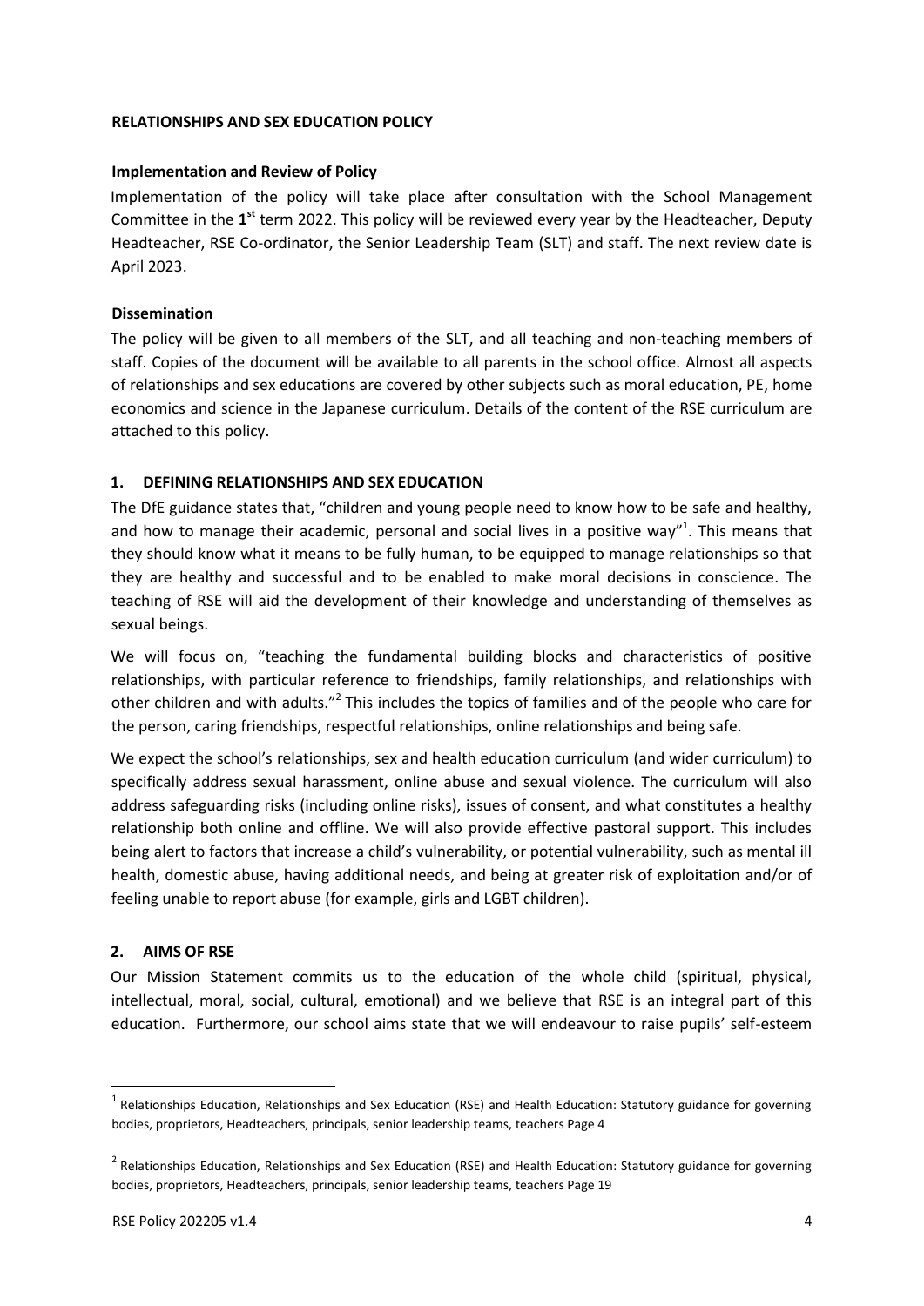**RELATIONSHIPS AND SEX EDUCATION POLICY**

**Implementation and Review of Policy**

Implementation of the policy will take place after consultation with the School Management Committee in the **1st** term 2022. This policy will be reviewed every year by the Headteacher, Deputy Headteacher, RSE Co-ordinator, the Senior Leadership Team (SLT) and staff. The next review date is April 2023.

**Dissemination**

The policy will be given to all members of the SLT, and all teaching and non-teaching members of staff. Copies of the document will be available to all parents in the school office. Almost all aspects of relationships and sex educations are covered by other subjects such as moral education, PE, home economics and science in the Japanese curriculum. Details of the content of the RSE curriculum are attached to this policy.

## 1. DEFINING RELATIONSHIPS AND SEX EDUCATION

The DfE guidance states that, "children and young people need to know how to be safe and healthy, and how to manage their academic, personal and social lives in a positive way"[1]. This means that they should know what it means to be fully human, to be equipped to manage relationships so that they are healthy and successful and to be enabled to make moral decisions in conscience. The teaching of RSE will aid the development of their knowledge and understanding of themselves as sexual beings.

We will focus on, "teaching the fundamental building blocks and characteristics of positive relationships, with particular reference to friendships, family relationships, and relationships with other children and with adults."[2] This includes the topics of families and of the people who care for the person, caring friendships, respectful relationships, online relationships and being safe.

We expect the school's relationships, sex and health education curriculum (and wider curriculum) to specifically address sexual harassment, online abuse and sexual violence. The curriculum will also address safeguarding risks (including online risks), issues of consent, and what constitutes a healthy relationship both online and offline. We will also provide effective pastoral support. This includes being alert to factors that increase a child's vulnerability, or potential vulnerability, such as mental ill health, domestic abuse, having additional needs, and being at greater risk of exploitation and/or of feeling unable to report abuse (for example, girls and LGBT children).

## 2. AIMS OF RSE

Our Mission Statement commits us to the education of the whole child (spiritual, physical, intellectual, moral, social, cultural, emotional) and we believe that RSE is an integral part of this education. Furthermore, our school aims state that we will endeavour to raise pupils' self-esteem

---

[1] Relationships Education, Relationships and Sex Education (RSE) and Health Education: Statutory guidance for governing bodies, proprietors, Headteachers, principals, senior leadership teams, teachers Page 4

[2] Relationships Education, Relationships and Sex Education (RSE) and Health Education: Statutory guidance for governing bodies, proprietors, Headteachers, principals, senior leadership teams, teachers Page 19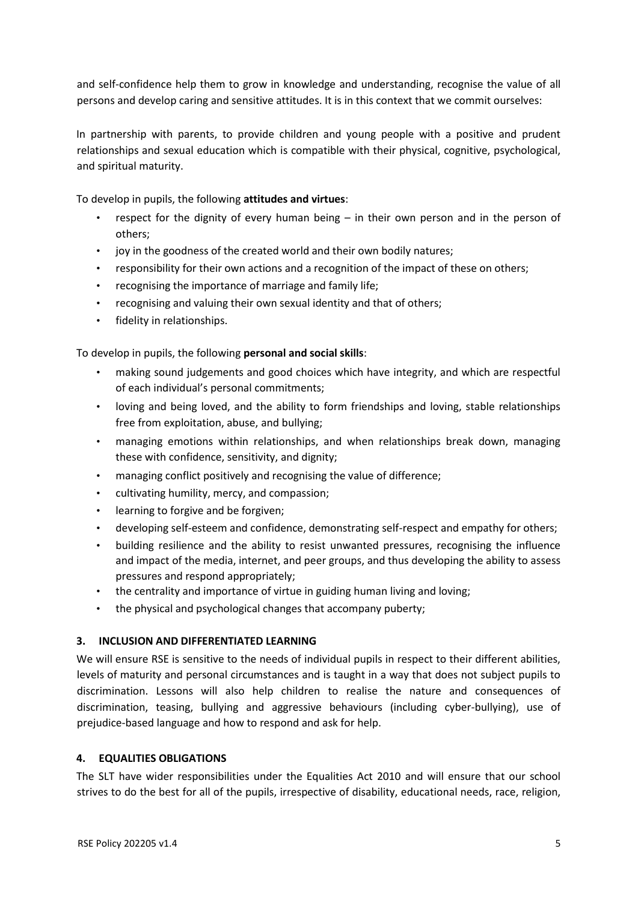and self-confidence help them to grow in knowledge and understanding, recognise the value of all persons and develop caring and sensitive attitudes. It is in this context that we commit ourselves:

In partnership with parents, to provide children and young people with a positive and prudent relationships and sexual education which is compatible with their physical, cognitive, psychological, and spiritual maturity.

To develop in pupils, the following **attitudes and virtues**:

- respect for the dignity of every human being – in their own person and in the person of others;
- joy in the goodness of the created world and their own bodily natures;
- responsibility for their own actions and a recognition of the impact of these on others;
- recognising the importance of marriage and family life;
- recognising and valuing their own sexual identity and that of others;
- fidelity in relationships.

To develop in pupils, the following **personal and social skills**:

- making sound judgements and good choices which have integrity, and which are respectful of each individual's personal commitments;
- loving and being loved, and the ability to form friendships and loving, stable relationships free from exploitation, abuse, and bullying;
- managing emotions within relationships, and when relationships break down, managing these with confidence, sensitivity, and dignity;
- managing conflict positively and recognising the value of difference;
- cultivating humility, mercy, and compassion;
- learning to forgive and be forgiven;
- developing self-esteem and confidence, demonstrating self-respect and empathy for others;
- building resilience and the ability to resist unwanted pressures, recognising the influence and impact of the media, internet, and peer groups, and thus developing the ability to assess pressures and respond appropriately;
- the centrality and importance of virtue in guiding human living and loving;
- the physical and psychological changes that accompany puberty;

## 3. INCLUSION AND DIFFERENTIATED LEARNING

We will ensure RSE is sensitive to the needs of individual pupils in respect to their different abilities, levels of maturity and personal circumstances and is taught in a way that does not subject pupils to discrimination. Lessons will also help children to realise the nature and consequences of discrimination, teasing, bullying and aggressive behaviours (including cyber-bullying), use of prejudice-based language and how to respond and ask for help.

## 4. EQUALITIES OBLIGATIONS

The SLT have wider responsibilities under the Equalities Act 2010 and will ensure that our school strives to do the best for all of the pupils, irrespective of disability, educational needs, race, religion,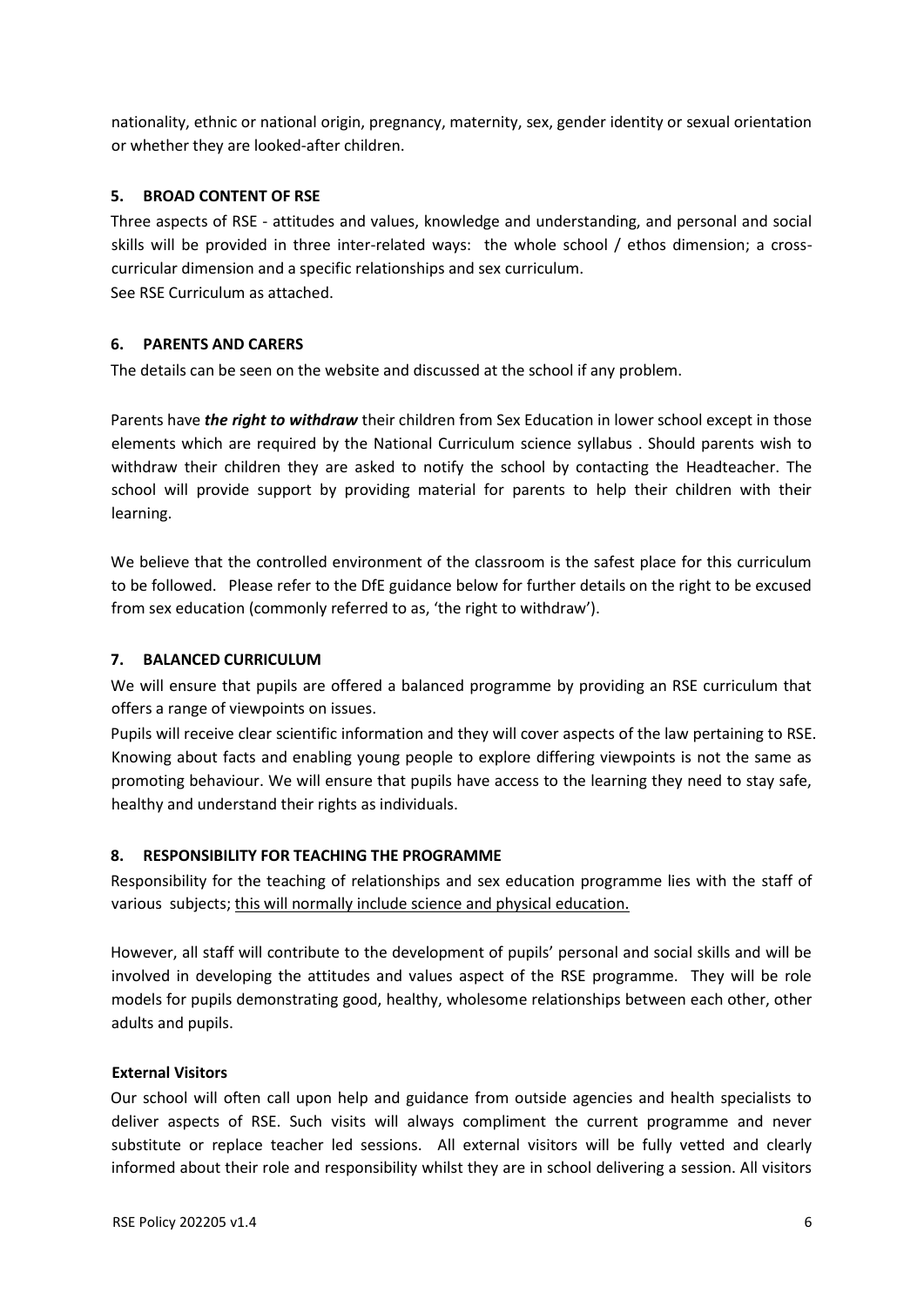nationality, ethnic or national origin, pregnancy, maternity, sex, gender identity or sexual orientation or whether they are looked-after children.

## 5. BROAD CONTENT OF RSE

Three aspects of RSE - attitudes and values, knowledge and understanding, and personal and social skills will be provided in three inter-related ways: the whole school / ethos dimension; a cross-curricular dimension and a specific relationships and sex curriculum.
See RSE Curriculum as attached.

## 6. PARENTS AND CARERS

The details can be seen on the website and discussed at the school if any problem.

Parents have ***the right to withdraw*** their children from Sex Education in lower school except in those elements which are required by the National Curriculum science syllabus . Should parents wish to withdraw their children they are asked to notify the school by contacting the Headteacher. The school will provide support by providing material for parents to help their children with their learning.

We believe that the controlled environment of the classroom is the safest place for this curriculum to be followed. Please refer to the DfE guidance below for further details on the right to be excused from sex education (commonly referred to as, 'the right to withdraw').

## 7. BALANCED CURRICULUM

We will ensure that pupils are offered a balanced programme by providing an RSE curriculum that offers a range of viewpoints on issues.
Pupils will receive clear scientific information and they will cover aspects of the law pertaining to RSE. Knowing about facts and enabling young people to explore differing viewpoints is not the same as promoting behaviour. We will ensure that pupils have access to the learning they need to stay safe, healthy and understand their rights as individuals.

## 8. RESPONSIBILITY FOR TEACHING THE PROGRAMME

Responsibility for the teaching of relationships and sex education programme lies with the staff of various subjects; <u>this will normally include science and physical education.</u>

However, all staff will contribute to the development of pupils' personal and social skills and will be involved in developing the attitudes and values aspect of the RSE programme. They will be role models for pupils demonstrating good, healthy, wholesome relationships between each other, other adults and pupils.

### External Visitors

Our school will often call upon help and guidance from outside agencies and health specialists to deliver aspects of RSE. Such visits will always compliment the current programme and never substitute or replace teacher led sessions. All external visitors will be fully vetted and clearly informed about their role and responsibility whilst they are in school delivering a session. All visitors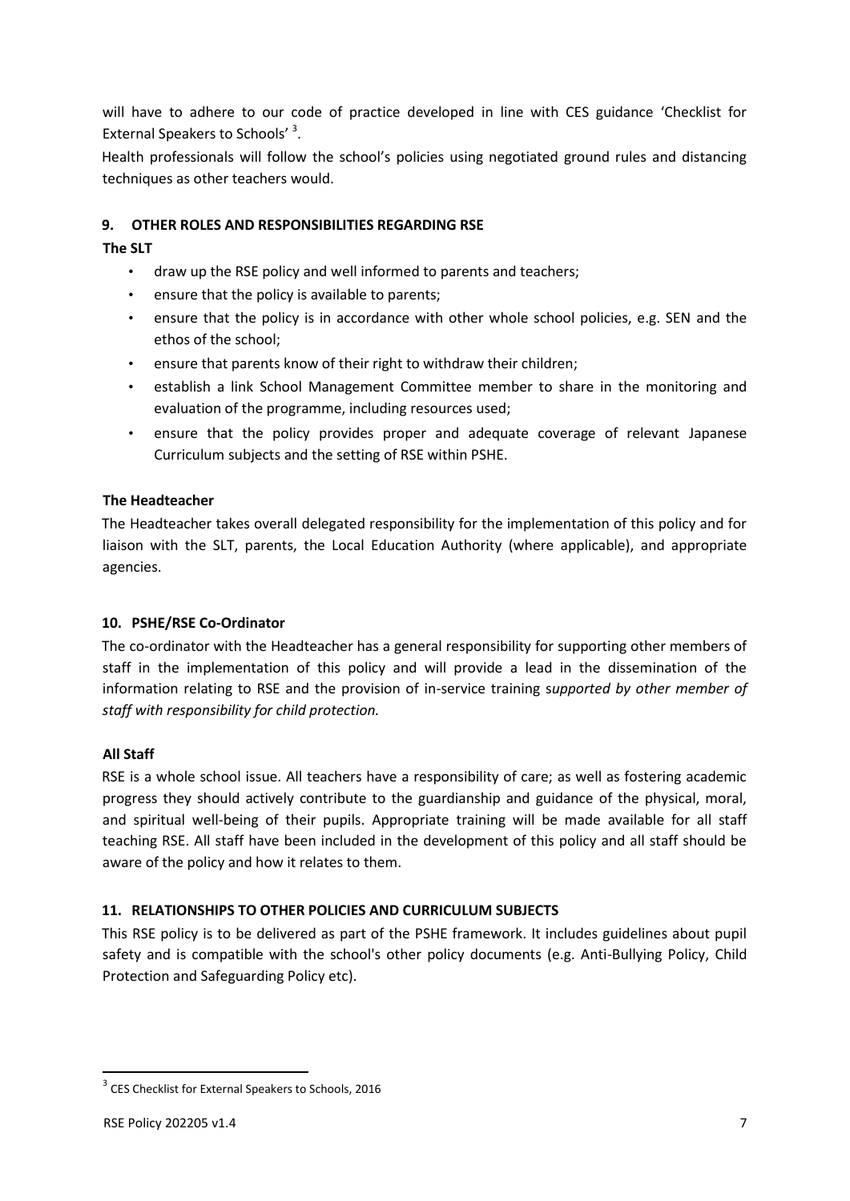will have to adhere to our code of practice developed in line with CES guidance 'Checklist for External Speakers to Schools' [3].

Health professionals will follow the school's policies using negotiated ground rules and distancing techniques as other teachers would.

## 9. OTHER ROLES AND RESPONSIBILITIES REGARDING RSE

**The SLT**

- draw up the RSE policy and well informed to parents and teachers;
- ensure that the policy is available to parents;
- ensure that the policy is in accordance with other whole school policies, e.g. SEN and the ethos of the school;
- ensure that parents know of their right to withdraw their children;
- establish a link School Management Committee member to share in the monitoring and evaluation of the programme, including resources used;
- ensure that the policy provides proper and adequate coverage of relevant Japanese Curriculum subjects and the setting of RSE within PSHE.

**The Headteacher**

The Headteacher takes overall delegated responsibility for the implementation of this policy and for liaison with the SLT, parents, the Local Education Authority (where applicable), and appropriate agencies.

## 10. PSHE/RSE Co-Ordinator

The co-ordinator with the Headteacher has a general responsibility for supporting other members of staff in the implementation of this policy and will provide a lead in the dissemination of the information relating to RSE and the provision of in-service training s*upported by other member of staff with responsibility for child protection.*

**All Staff**

RSE is a whole school issue. All teachers have a responsibility of care; as well as fostering academic progress they should actively contribute to the guardianship and guidance of the physical, moral, and spiritual well-being of their pupils. Appropriate training will be made available for all staff teaching RSE. All staff have been included in the development of this policy and all staff should be aware of the policy and how it relates to them.

## 11. RELATIONSHIPS TO OTHER POLICIES AND CURRICULUM SUBJECTS

This RSE policy is to be delivered as part of the PSHE framework. It includes guidelines about pupil safety and is compatible with the school's other policy documents (e.g. Anti-Bullying Policy, Child Protection and Safeguarding Policy etc).

---

[3] CES Checklist for External Speakers to Schools, 2016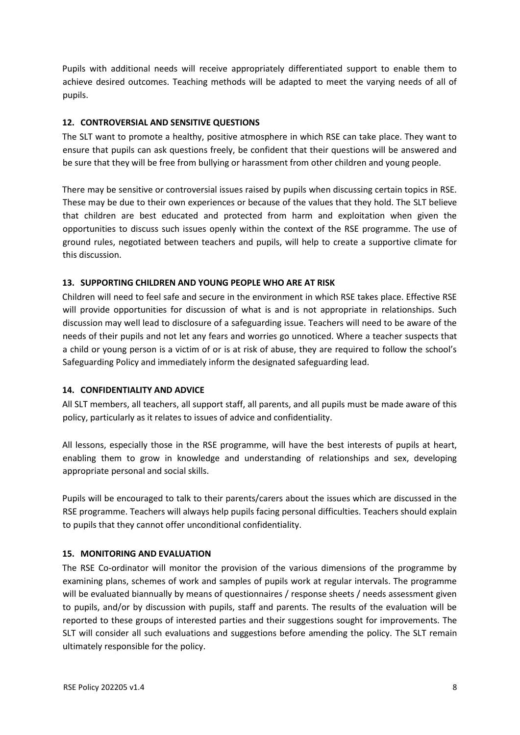Pupils with additional needs will receive appropriately differentiated support to enable them to achieve desired outcomes. Teaching methods will be adapted to meet the varying needs of all of pupils.

## 12. CONTROVERSIAL AND SENSITIVE QUESTIONS

The SLT want to promote a healthy, positive atmosphere in which RSE can take place. They want to ensure that pupils can ask questions freely, be confident that their questions will be answered and be sure that they will be free from bullying or harassment from other children and young people.

There may be sensitive or controversial issues raised by pupils when discussing certain topics in RSE. These may be due to their own experiences or because of the values that they hold. The SLT believe that children are best educated and protected from harm and exploitation when given the opportunities to discuss such issues openly within the context of the RSE programme. The use of ground rules, negotiated between teachers and pupils, will help to create a supportive climate for this discussion.

## 13. SUPPORTING CHILDREN AND YOUNG PEOPLE WHO ARE AT RISK

Children will need to feel safe and secure in the environment in which RSE takes place. Effective RSE will provide opportunities for discussion of what is and is not appropriate in relationships. Such discussion may well lead to disclosure of a safeguarding issue. Teachers will need to be aware of the needs of their pupils and not let any fears and worries go unnoticed. Where a teacher suspects that a child or young person is a victim of or is at risk of abuse, they are required to follow the school's Safeguarding Policy and immediately inform the designated safeguarding lead.

## 14. CONFIDENTIALITY AND ADVICE

All SLT members, all teachers, all support staff, all parents, and all pupils must be made aware of this policy, particularly as it relates to issues of advice and confidentiality.

All lessons, especially those in the RSE programme, will have the best interests of pupils at heart, enabling them to grow in knowledge and understanding of relationships and sex, developing appropriate personal and social skills.

Pupils will be encouraged to talk to their parents/carers about the issues which are discussed in the RSE programme. Teachers will always help pupils facing personal difficulties. Teachers should explain to pupils that they cannot offer unconditional confidentiality.

## 15. MONITORING AND EVALUATION

The RSE Co-ordinator will monitor the provision of the various dimensions of the programme by examining plans, schemes of work and samples of pupils work at regular intervals. The programme will be evaluated biannually by means of questionnaires / response sheets / needs assessment given to pupils, and/or by discussion with pupils, staff and parents. The results of the evaluation will be reported to these groups of interested parties and their suggestions sought for improvements. The SLT will consider all such evaluations and suggestions before amending the policy. The SLT remain ultimately responsible for the policy.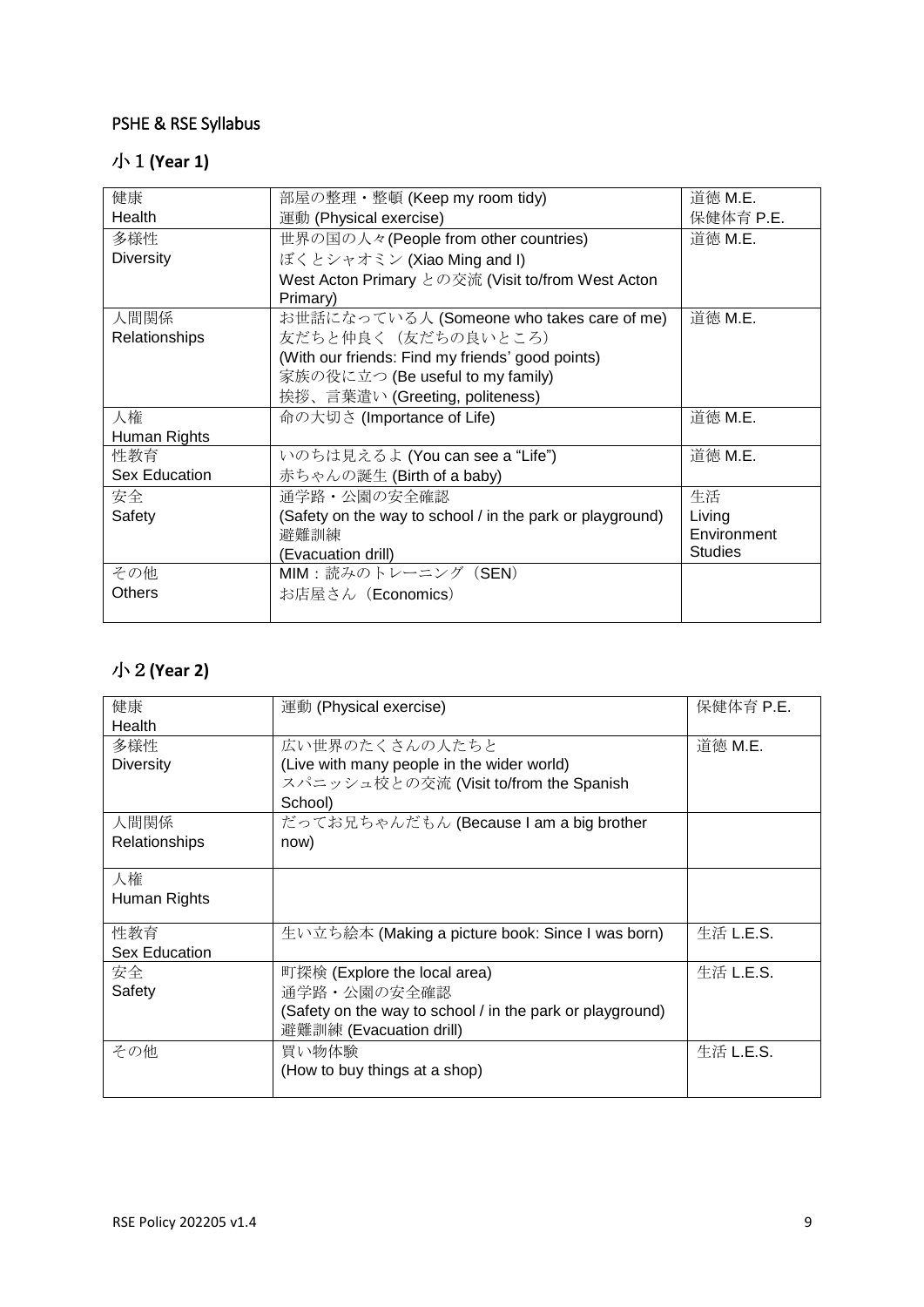## PSHE & RSE Syllabus

### 小１(Year 1)

| | | |
|---|---|---|
| 健康<br>Health | 部屋の整理・整頓 (Keep my room tidy)<br>運動 (Physical exercise) | 道徳 M.E.<br>保健体育 P.E. |
| 多様性<br>Diversity | 世界の国の人々(People from other countries)<br>ぼくとシャオミン (Xiao Ming and I)<br>West Acton Primary との交流 (Visit to/from West Acton Primary) | 道徳 M.E. |
| 人間関係<br>Relationships | お世話になっている人 (Someone who takes care of me)<br>友だちと仲良く（友だちの良いところ）<br>(With our friends: Find my friends' good points)<br>家族の役に立つ (Be useful to my family)<br>挨拶、言葉遣い (Greeting, politeness) | 道徳 M.E. |
| 人権<br>Human Rights | 命の大切さ (Importance of Life) | 道徳 M.E. |
| 性教育<br>Sex Education | いのちは見えるよ (You can see a "Life")<br>赤ちゃんの誕生 (Birth of a baby) | 道徳 M.E. |
| 安全<br>Safety | 通学路・公園の安全確認<br>(Safety on the way to school / in the park or playground)<br>避難訓練<br>(Evacuation drill) | 生活<br>Living Environment Studies |
| その他<br>Others | MIM：読みのトレーニング（SEN）<br>お店屋さん（Economics） | |

### 小２(Year 2)

| | | |
|---|---|---|
| 健康<br>Health | 運動 (Physical exercise) | 保健体育 P.E. |
| 多様性<br>Diversity | 広い世界のたくさんの人たちと<br>(Live with many people in the wider world)<br>スパニッシュ校との交流 (Visit to/from the Spanish School) | 道徳 M.E. |
| 人間関係<br>Relationships | だってお兄ちゃんだもん (Because I am a big brother now) | |
| 人権<br>Human Rights | | |
| 性教育<br>Sex Education | 生い立ち絵本 (Making a picture book: Since I was born) | 生活 L.E.S. |
| 安全<br>Safety | 町探検 (Explore the local area)<br>通学路・公園の安全確認<br>(Safety on the way to school / in the park or playground)<br>避難訓練 (Evacuation drill) | 生活 L.E.S. |
| その他 | 買い物体験<br>(How to buy things at a shop) | 生活 L.E.S. |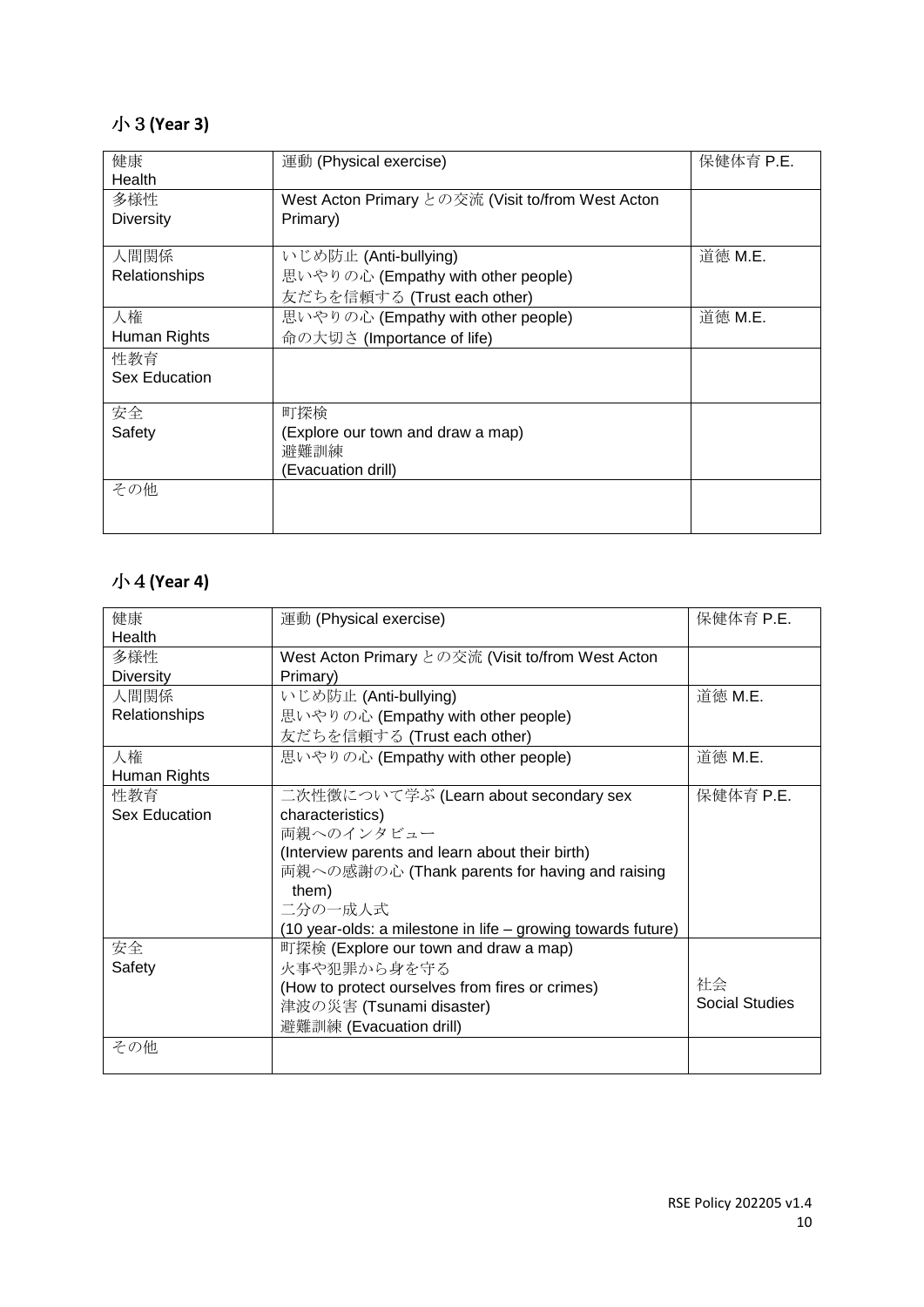## 小３(Year 3)

| 健康<br>Health | 運動 (Physical exercise) | 保健体育 P.E. |
|---|---|---|
| 多様性<br>Diversity | West Acton Primary との交流 (Visit to/from West Acton Primary) | |
| 人間関係<br>Relationships | いじめ防止 (Anti-bullying)<br>思いやりの心 (Empathy with other people)<br>友だちを信頼する (Trust each other) | 道徳 M.E. |
| 人権<br>Human Rights | 思いやりの心 (Empathy with other people)<br>命の大切さ (Importance of life) | 道徳 M.E. |
| 性教育<br>Sex Education | | |
| 安全<br>Safety | 町探検<br>(Explore our town and draw a map)<br>避難訓練<br>(Evacuation drill) | |
| その他 | | |

## 小４(Year 4)

| 健康<br>Health | 運動 (Physical exercise) | 保健体育 P.E. |
|---|---|---|
| 多様性<br>Diversity | West Acton Primary との交流 (Visit to/from West Acton Primary) | |
| 人間関係<br>Relationships | いじめ防止 (Anti-bullying)<br>思いやりの心 (Empathy with other people)<br>友だちを信頼する (Trust each other) | 道徳 M.E. |
| 人権<br>Human Rights | 思いやりの心 (Empathy with other people) | 道徳 M.E. |
| 性教育<br>Sex Education | 二次性徴について学ぶ (Learn about secondary sex characteristics)<br>両親へのインタビュー<br>(Interview parents and learn about their birth)<br>両親への感謝の心 (Thank parents for having and raising them)<br>二分の一成人式<br>(10 year-olds: a milestone in life – growing towards future) | 保健体育 P.E. |
| 安全<br>Safety | 町探検 (Explore our town and draw a map)<br>火事や犯罪から身を守る<br>(How to protect ourselves from fires or crimes)<br>津波の災害 (Tsunami disaster)<br>避難訓練 (Evacuation drill) | 社会<br>Social Studies |
| その他 | | |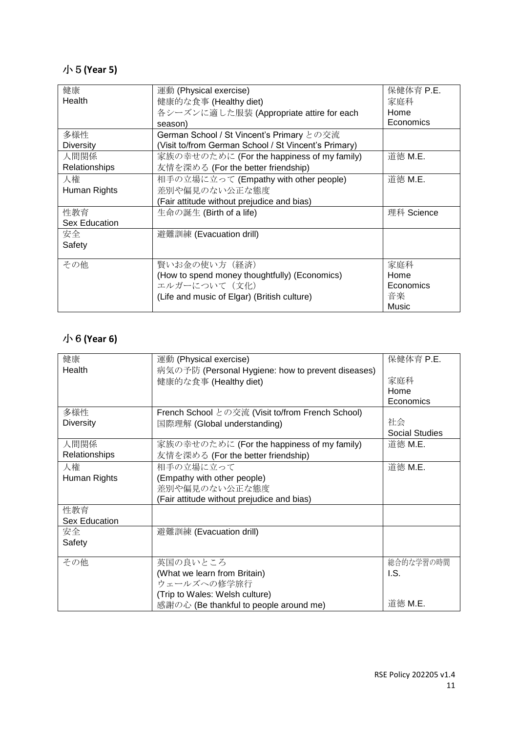## 小５(Year 5)

| 健康<br>Health | 運動 (Physical exercise)<br>健康的な食事 (Healthy diet)<br>各シーズンに適した服装 (Appropriate attire for each season) | 保健体育 P.E.<br>家庭科<br>Home Economics |
|---|---|---|
| 多様性<br>Diversity | German School / St Vincent's Primary との交流<br>(Visit to/from German School / St Vincent's Primary) | |
| 人間関係<br>Relationships | 家族の幸せのために (For the happiness of my family)<br>友情を深める (For the better friendship) | 道徳 M.E. |
| 人権<br>Human Rights | 相手の立場に立って (Empathy with other people)<br>差別や偏見のない公正な態度<br>(Fair attitude without prejudice and bias) | 道徳 M.E. |
| 性教育<br>Sex Education | 生命の誕生 (Birth of a life) | 理科 Science |
| 安全<br>Safety | 避難訓練 (Evacuation drill) | |
| その他 | 賢いお金の使い方（経済）<br>(How to spend money thoughtfully) (Economics)<br>エルガーについて（文化）<br>(Life and music of Elgar) (British culture) | 家庭科<br>Home Economics<br>音楽<br>Music |

## 小６(Year 6)

| 健康<br>Health | 運動 (Physical exercise)<br>病気の予防 (Personal Hygiene: how to prevent diseases)<br>健康的な食事 (Healthy diet) | 保健体育 P.E.<br>家庭科<br>Home Economics |
|---|---|---|
| 多様性<br>Diversity | French School との交流 (Visit to/from French School)<br>国際理解 (Global understanding) | 社会<br>Social Studies |
| 人間関係<br>Relationships | 家族の幸せのために (For the happiness of my family)<br>友情を深める (For the better friendship) | 道徳 M.E. |
| 人権<br>Human Rights | 相手の立場に立って<br>(Empathy with other people)<br>差別や偏見のない公正な態度<br>(Fair attitude without prejudice and bias) | 道徳 M.E. |
| 性教育<br>Sex Education | | |
| 安全<br>Safety | 避難訓練 (Evacuation drill) | |
| その他 | 英国の良いところ<br>(What we learn from Britain)<br>ウェールズへの修学旅行<br>(Trip to Wales: Welsh culture)<br>感謝の心 (Be thankful to people around me) | 総合的な学習の時間<br>I.S.<br>道徳 M.E. |

RSE Policy 202205 v1.4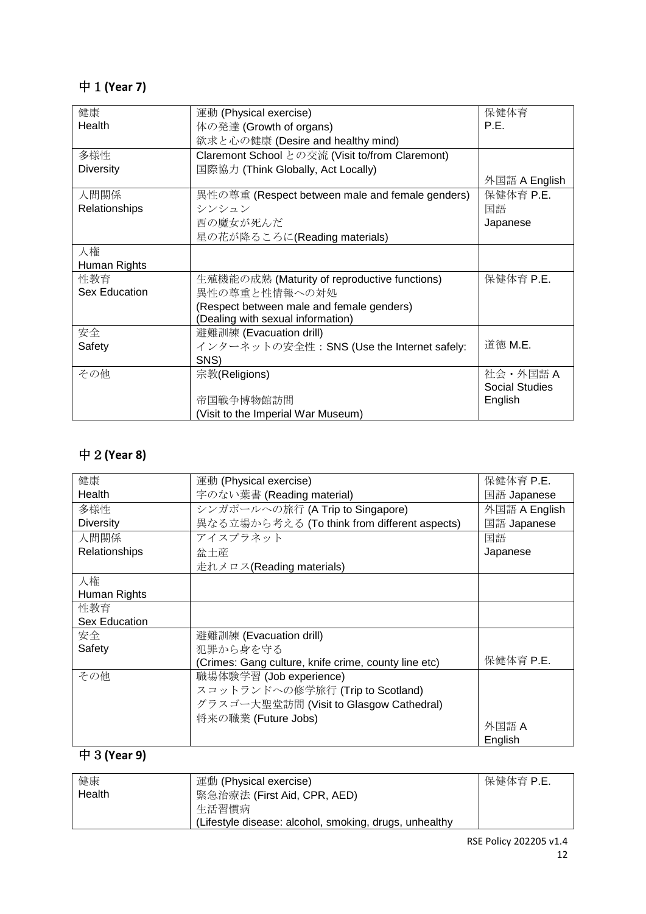## 中１(Year 7)

| | | |
|---|---|---|
| 健康<br>Health | 運動 (Physical exercise)<br>体の発達 (Growth of organs)<br>欲求と心の健康 (Desire and healthy mind) | 保健体育<br>P.E. |
| 多様性<br>Diversity | Claremont School との交流 (Visit to/from Claremont)<br>国際協力 (Think Globally, Act Locally) | 外国語 A English |
| 人間関係<br>Relationships | 異性の尊重 (Respect between male and female genders)<br>シンシュン<br>西の魔女が死んだ<br>星の花が降るころに(Reading materials) | 保健体育 P.E.<br>国語<br>Japanese |
| 人権<br>Human Rights | | |
| 性教育<br>Sex Education | 生殖機能の成熟 (Maturity of reproductive functions)<br>異性の尊重と性情報への対処<br>(Respect between male and female genders)<br>(Dealing with sexual information) | 保健体育 P.E. |
| 安全<br>Safety | 避難訓練 (Evacuation drill)<br>インターネットの安全性：SNS (Use the Internet safely: SNS) | 道徳 M.E. |
| その他 | 宗教(Religions)<br><br>帝国戦争博物館訪問<br>(Visit to the Imperial War Museum) | 社会・外国語 A<br>Social Studies<br>English |

## 中２(Year 8)

| | | |
|---|---|---|
| 健康<br>Health | 運動 (Physical exercise)<br>字のない葉書 (Reading material) | 保健体育 P.E.<br>国語 Japanese |
| 多様性<br>Diversity | シンガポールへの旅行 (A Trip to Singapore)<br>異なる立場から考える (To think from different aspects) | 外国語 A English<br>国語 Japanese |
| 人間関係<br>Relationships | アイスプラネット<br>盆土産<br>走れメロス(Reading materials) | 国語<br>Japanese |
| 人権<br>Human Rights | | |
| 性教育<br>Sex Education | | |
| 安全<br>Safety | 避難訓練 (Evacuation drill)<br>犯罪から身を守る<br>(Crimes: Gang culture, knife crime, county line etc) | 保健体育 P.E. |
| その他 | 職場体験学習 (Job experience)<br>スコットランドへの修学旅行 (Trip to Scotland)<br>グラスゴー大聖堂訪問 (Visit to Glasgow Cathedral)<br>将来の職業 (Future Jobs) | 外国語 A<br>English |

## 中３(Year 9)

| | | |
|---|---|---|
| 健康<br>Health | 運動 (Physical exercise)<br>緊急治療法 (First Aid, CPR, AED)<br>生活習慣病<br>(Lifestyle disease: alcohol, smoking, drugs, unhealthy | 保健体育 P.E. |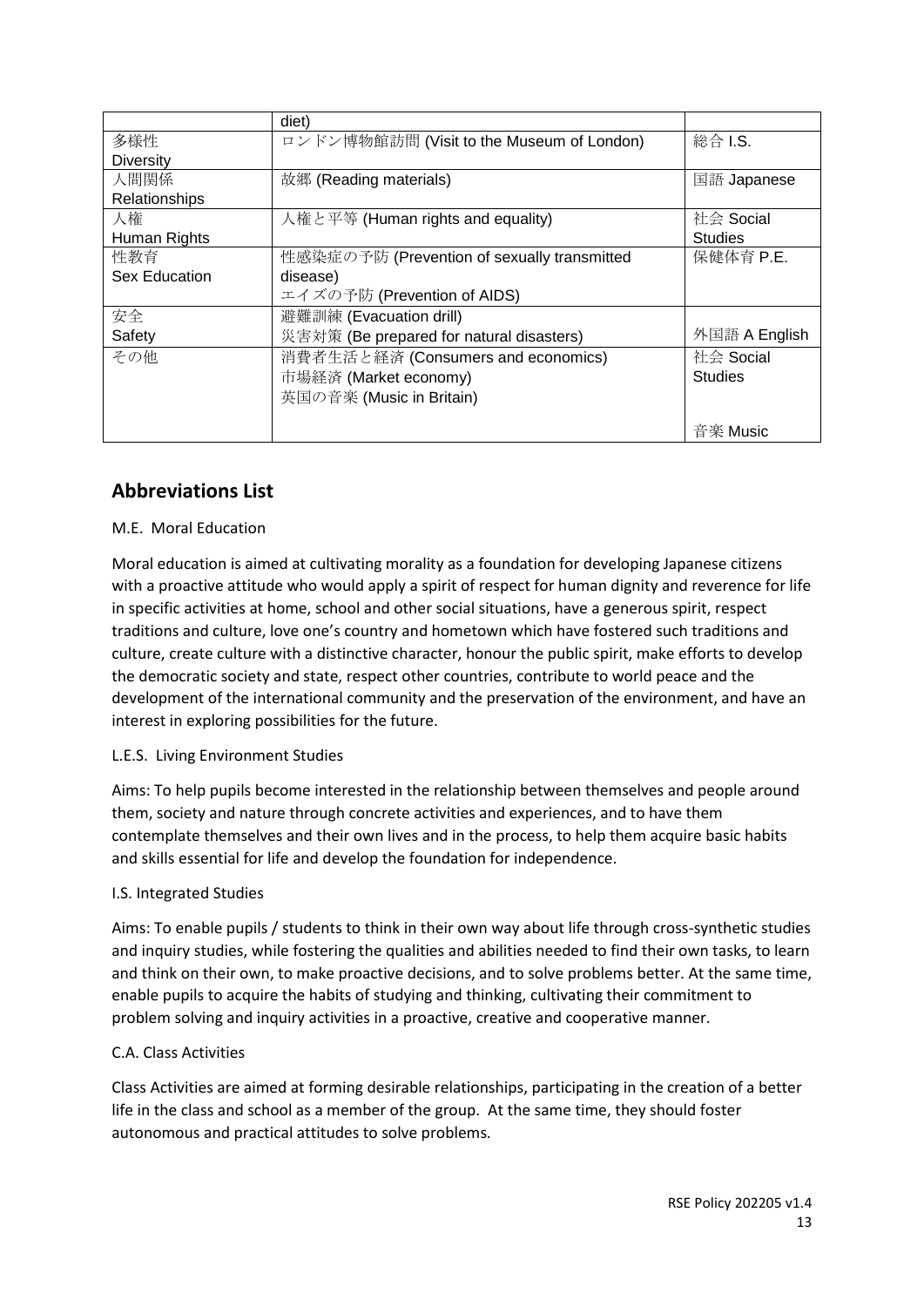| | | |
|---|---|---|
| | diet) | |
| 多様性<br>Diversity | ロンドン博物館訪問 (Visit to the Museum of London) | 総合 I.S. |
| 人間関係<br>Relationships | 故郷 (Reading materials) | 国語 Japanese |
| 人権<br>Human Rights | 人権と平等 (Human rights and equality) | 社会 Social Studies |
| 性教育<br>Sex Education | 性感染症の予防 (Prevention of sexually transmitted disease)<br>エイズの予防 (Prevention of AIDS) | 保健体育 P.E. |
| 安全<br>Safety | 避難訓練 (Evacuation drill)<br>災害対策 (Be prepared for natural disasters) | 外国語 A English |
| その他 | 消費者生活と経済 (Consumers and economics)<br>市場経済 (Market economy)<br>英国の音楽 (Music in Britain) | 社会 Social Studies<br><br>音楽 Music |

## Abbreviations List

M.E. Moral Education

Moral education is aimed at cultivating morality as a foundation for developing Japanese citizens with a proactive attitude who would apply a spirit of respect for human dignity and reverence for life in specific activities at home, school and other social situations, have a generous spirit, respect traditions and culture, love one's country and hometown which have fostered such traditions and culture, create culture with a distinctive character, honour the public spirit, make efforts to develop the democratic society and state, respect other countries, contribute to world peace and the development of the international community and the preservation of the environment, and have an interest in exploring possibilities for the future.

L.E.S. Living Environment Studies

Aims: To help pupils become interested in the relationship between themselves and people around them, society and nature through concrete activities and experiences, and to have them contemplate themselves and their own lives and in the process, to help them acquire basic habits and skills essential for life and develop the foundation for independence.

I.S. Integrated Studies

Aims: To enable pupils / students to think in their own way about life through cross-synthetic studies and inquiry studies, while fostering the qualities and abilities needed to find their own tasks, to learn and think on their own, to make proactive decisions, and to solve problems better. At the same time, enable pupils to acquire the habits of studying and thinking, cultivating their commitment to problem solving and inquiry activities in a proactive, creative and cooperative manner.

C.A. Class Activities

Class Activities are aimed at forming desirable relationships, participating in the creation of a better life in the class and school as a member of the group. At the same time, they should foster autonomous and practical attitudes to solve problems.

RSE Policy 202205 v1.4